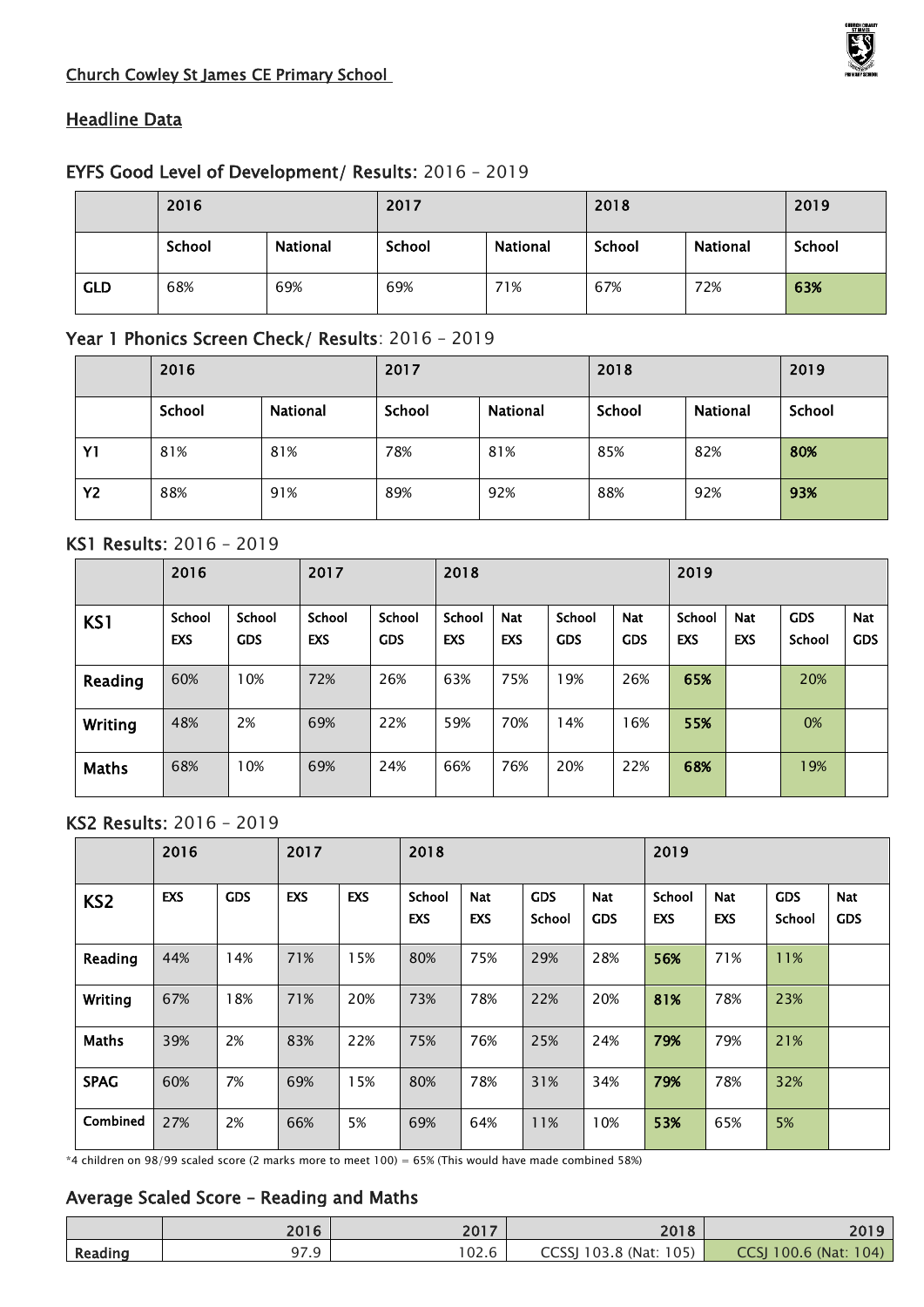Church Cowley St James CE Primary School

## Headline Data

### EYFS Good Level of Development/ Results: 2016 – 2019

| | 2016 | | 2017 | | 2018 | | 2019 |
|---|---|---|---|---|---|---|---|
| | School | National | School | National | School | National | School |
| GLD | 68% | 69% | 69% | 71% | 67% | 72% | **63%** |

### Year 1 Phonics Screen Check/ Results: 2016 – 2019

| | 2016 | | 2017 | | 2018 | | 2019 |
|---|---|---|---|---|---|---|---|
| | School | National | School | National | School | National | School |
| Y1 | 81% | 81% | 78% | 81% | 85% | 82% | **80%** |
| Y2 | 88% | 91% | 89% | 92% | 88% | 92% | **93%** |

### KS1 Results: 2016 – 2019

| | 2016 | | 2017 | | 2018 | | | | 2019 | | | |
|---|---|---|---|---|---|---|---|---|---|---|---|---|
| KS1 | School EXS | School GDS | School EXS | School GDS | School EXS | Nat EXS | School GDS | Nat GDS | School EXS | Nat EXS | GDS School | Nat GDS |
| Reading | 60% | 10% | 72% | 26% | 63% | 75% | 19% | 26% | **65%** | | 20% | |
| Writing | 48% | 2% | 69% | 22% | 59% | 70% | 14% | 16% | **55%** | | 0% | |
| Maths | 68% | 10% | 69% | 24% | 66% | 76% | 20% | 22% | **68%** | | 19% | |

### KS2 Results: 2016 – 2019

| | 2016 | | 2017 | | 2018 | | | | 2019 | | | |
|---|---|---|---|---|---|---|---|---|---|---|---|---|
| KS2 | EXS | GDS | EXS | EXS | School EXS | Nat EXS | GDS School | Nat GDS | School EXS | Nat EXS | GDS School | Nat GDS |
| Reading | 44% | 14% | 71% | 15% | 80% | 75% | 29% | 28% | **56%** | 71% | 11% | |
| Writing | 67% | 18% | 71% | 20% | 73% | 78% | 22% | 20% | **81%** | 78% | 23% | |
| Maths | 39% | 2% | 83% | 22% | 75% | 76% | 25% | 24% | **79%** | 79% | 21% | |
| SPAG | 60% | 7% | 69% | 15% | 80% | 78% | 31% | 34% | **79%** | 78% | 32% | |
| Combined | 27% | 2% | 66% | 5% | 69% | 64% | 11% | 10% | **53%** | 65% | 5% | |

*4 children on 98/99 scaled score (2 marks more to meet 100) = 65% (This would have made combined 58%)

### Average Scaled Score – Reading and Maths

| | 2016 | 2017 | 2018 | 2019 |
|---|---|---|---|---|
| Reading | 97.9 | 102.6 | CCSSJ 103.8 (Nat: 105) | CCSJ 100.6 (Nat: 104) |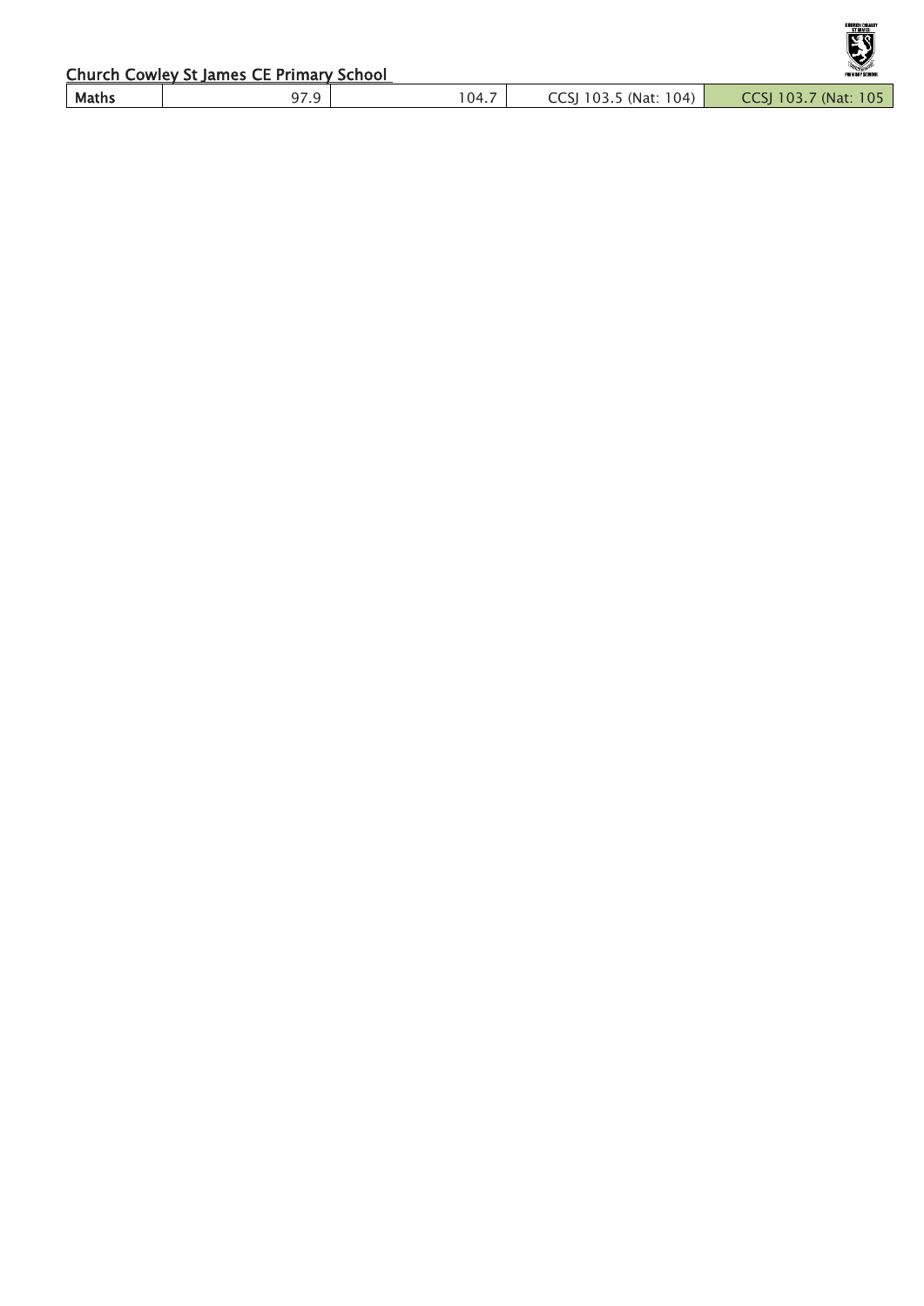| | | | | |
|---|---|---|---|---|
| Maths | 97.9 | 104.7 | CCSJ 103.5 (Nat: 104) | CCSJ 103.7 (Nat: 105 |